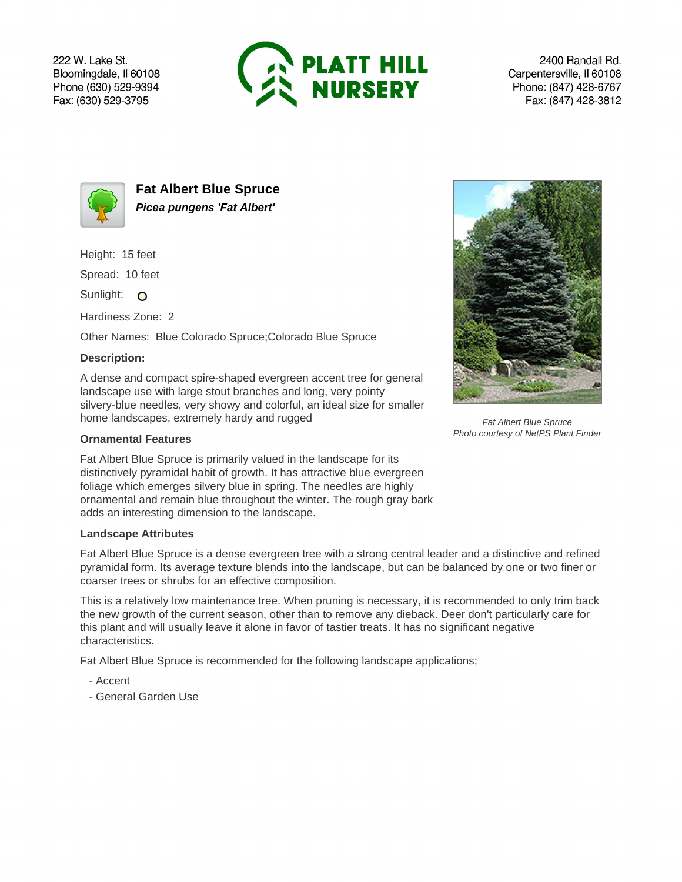222 W. Lake St.
Bloomingdale, Il 60108
Phone (630) 529-9394
Fax: (630) 529-3795

**PLATT HILL NURSERY**

2400 Randall Rd.
Carpentersville, Il 60108
Phone: (847) 428-6767
Fax: (847) 428-3812

# Fat Albert Blue Spruce

***Picea pungens 'Fat Albert'***

Height: 15 feet

Spread: 10 feet

Sunlight: O

Hardiness Zone: 2

Other Names: Blue Colorado Spruce;Colorado Blue Spruce

**Description:**

A dense and compact spire-shaped evergreen accent tree for general landscape use with large stout branches and long, very pointy silvery-blue needles, very showy and colorful, an ideal size for smaller home landscapes, extremely hardy and rugged

*Fat Albert Blue Spruce*
*Photo courtesy of NetPS Plant Finder*

### Ornamental Features

Fat Albert Blue Spruce is primarily valued in the landscape for its distinctively pyramidal habit of growth. It has attractive blue evergreen foliage which emerges silvery blue in spring. The needles are highly ornamental and remain blue throughout the winter. The rough gray bark adds an interesting dimension to the landscape.

### Landscape Attributes

Fat Albert Blue Spruce is a dense evergreen tree with a strong central leader and a distinctive and refined pyramidal form. Its average texture blends into the landscape, but can be balanced by one or two finer or coarser trees or shrubs for an effective composition.

This is a relatively low maintenance tree. When pruning is necessary, it is recommended to only trim back the new growth of the current season, other than to remove any dieback. Deer don't particularly care for this plant and will usually leave it alone in favor of tastier treats. It has no significant negative characteristics.

Fat Albert Blue Spruce is recommended for the following landscape applications;

- Accent
- General Garden Use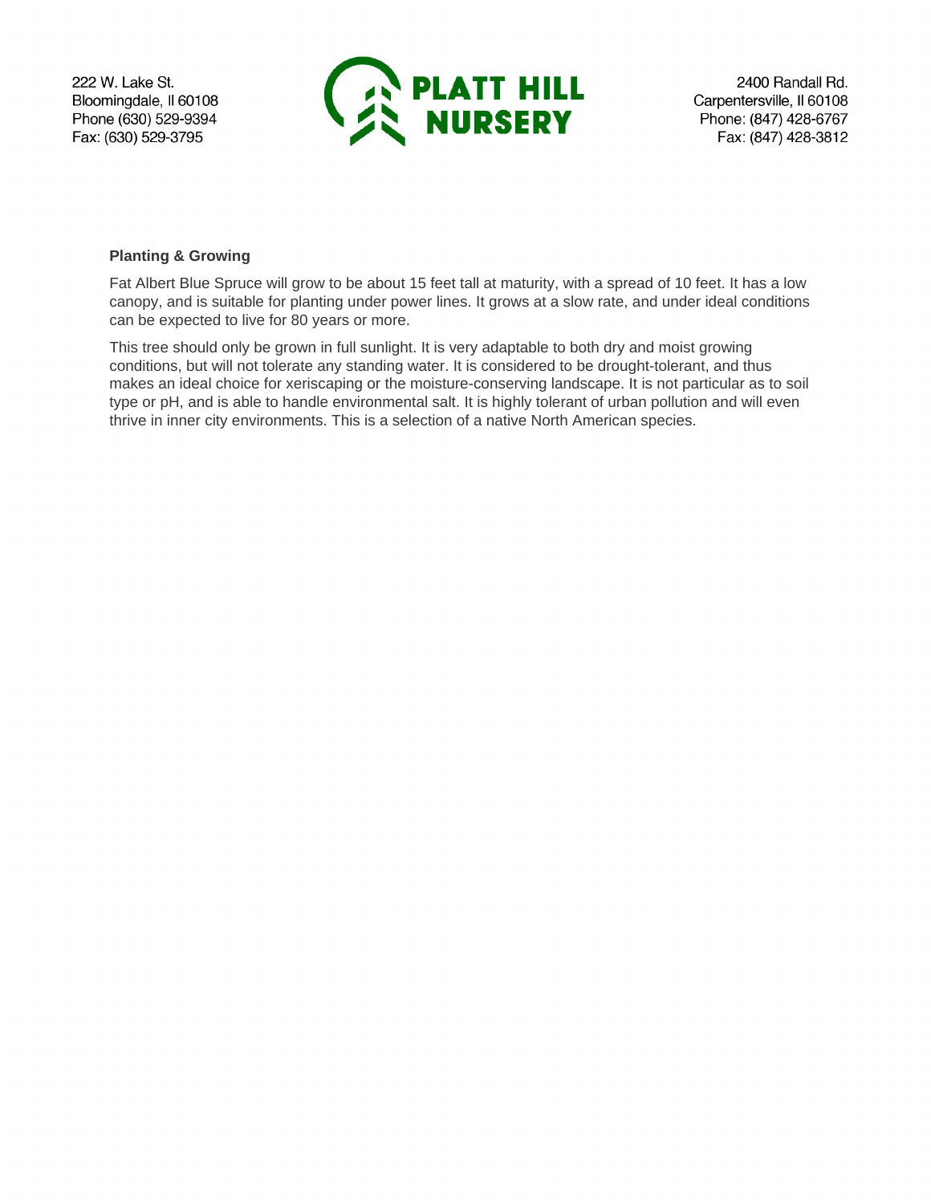**Planting & Growing**

Fat Albert Blue Spruce will grow to be about 15 feet tall at maturity, with a spread of 10 feet. It has a low canopy, and is suitable for planting under power lines. It grows at a slow rate, and under ideal conditions can be expected to live for 80 years or more.

This tree should only be grown in full sunlight. It is very adaptable to both dry and moist growing conditions, but will not tolerate any standing water. It is considered to be drought-tolerant, and thus makes an ideal choice for xeriscaping or the moisture-conserving landscape. It is not particular as to soil type or pH, and is able to handle environmental salt. It is highly tolerant of urban pollution and will even thrive in inner city environments. This is a selection of a native North American species.